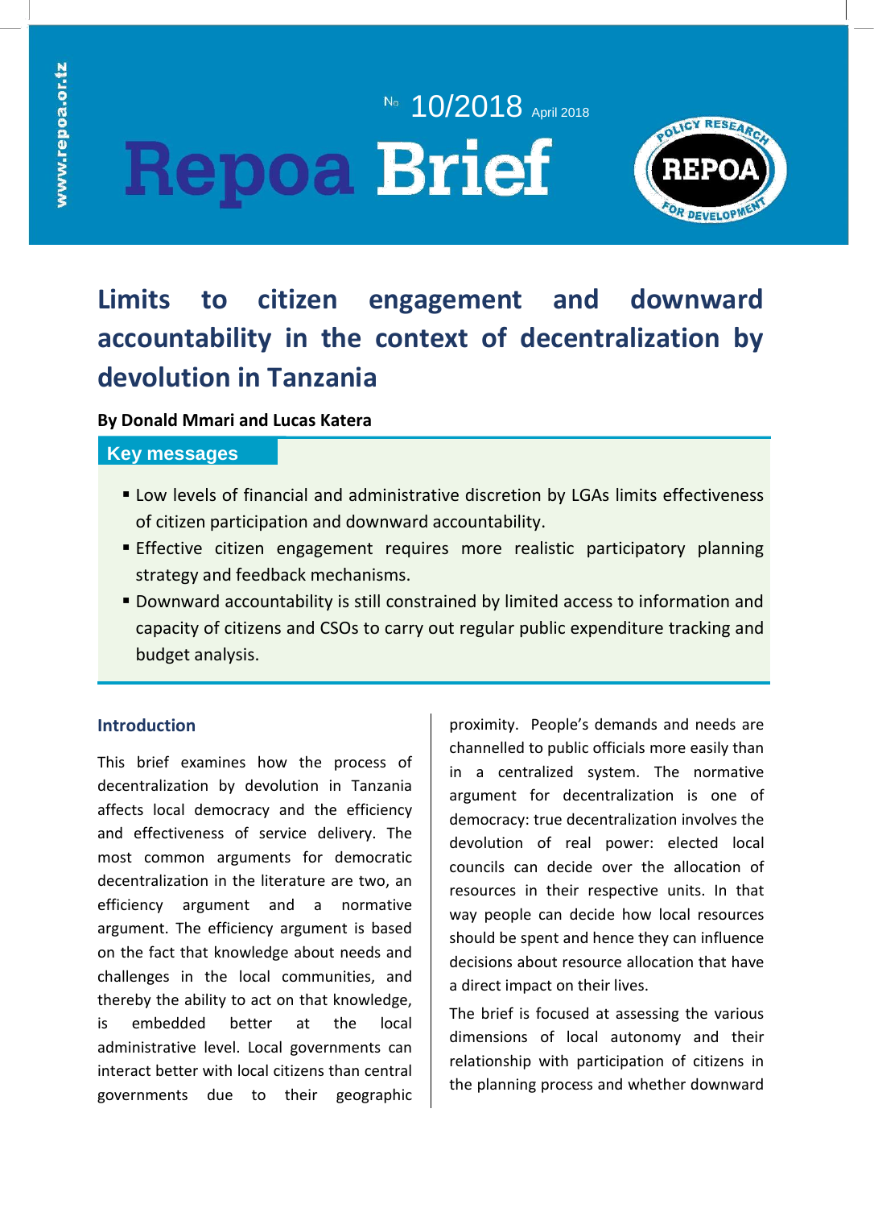No 10/2018 April 2018

# Repoa Brief

## Limits to citizen engagement and downward accountability in the context of decentralization by devolution in Tanzania

**By Donald Mmari and Lucas Katera**

### Key messages

- Low levels of financial and administrative discretion by LGAs limits effectiveness of citizen participation and downward accountability.
- Effective citizen engagement requires more realistic participatory planning strategy and feedback mechanisms.
- Downward accountability is still constrained by limited access to information and capacity of citizens and CSOs to carry out regular public expenditure tracking and budget analysis.

### Introduction

This brief examines how the process of decentralization by devolution in Tanzania affects local democracy and the efficiency and effectiveness of service delivery. The most common arguments for democratic decentralization in the literature are two, an efficiency argument and a normative argument. The efficiency argument is based on the fact that knowledge about needs and challenges in the local communities, and thereby the ability to act on that knowledge, is embedded better at the local administrative level. Local governments can interact better with local citizens than central governments due to their geographic proximity. People's demands and needs are channelled to public officials more easily than in a centralized system. The normative argument for decentralization is one of democracy: true decentralization involves the devolution of real power: elected local councils can decide over the allocation of resources in their respective units. In that way people can decide how local resources should be spent and hence they can influence decisions about resource allocation that have a direct impact on their lives.

The brief is focused at assessing the various dimensions of local autonomy and their relationship with participation of citizens in the planning process and whether downward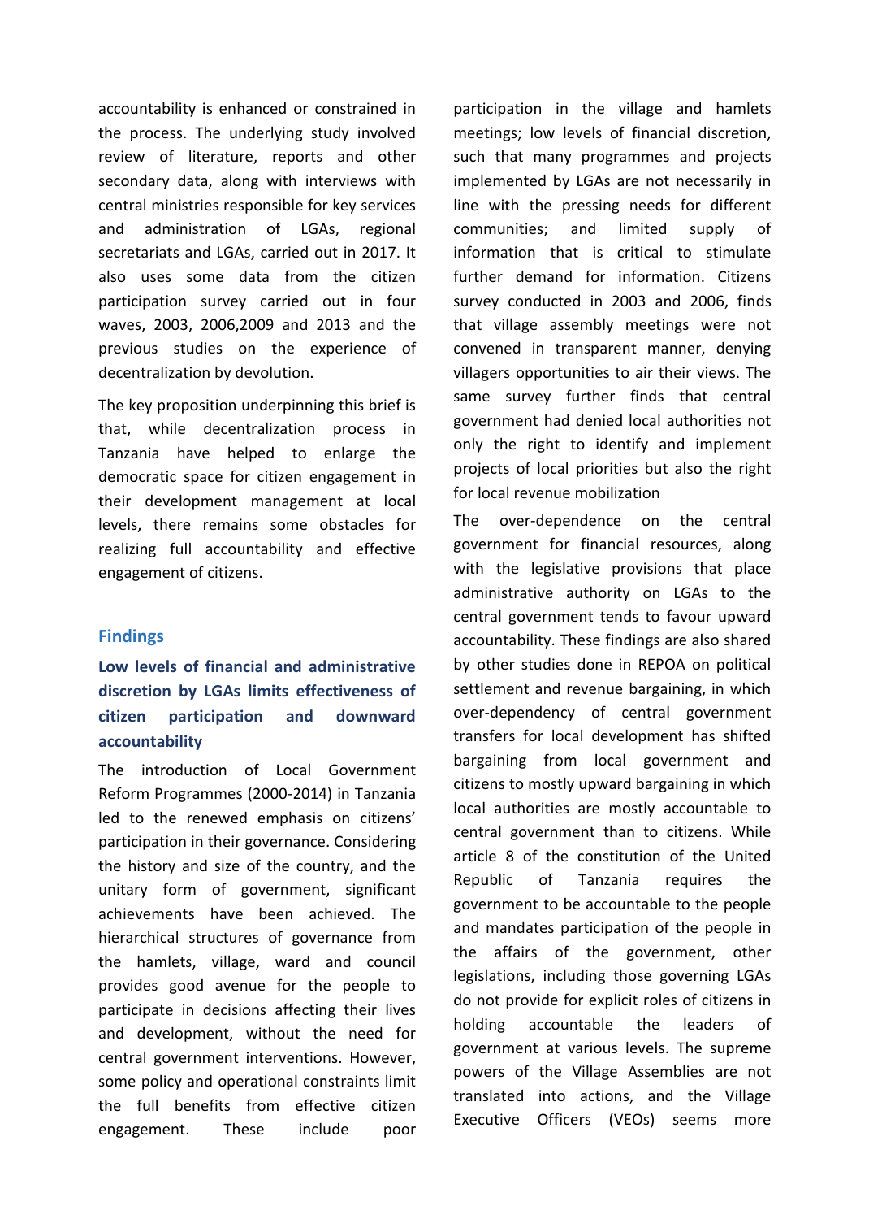accountability is enhanced or constrained in the process. The underlying study involved review of literature, reports and other secondary data, along with interviews with central ministries responsible for key services and administration of LGAs, regional secretariats and LGAs, carried out in 2017. It also uses some data from the citizen participation survey carried out in four waves, 2003, 2006,2009 and 2013 and the previous studies on the experience of decentralization by devolution.

The key proposition underpinning this brief is that, while decentralization process in Tanzania have helped to enlarge the democratic space for citizen engagement in their development management at local levels, there remains some obstacles for realizing full accountability and effective engagement of citizens.

## Findings

### Low levels of financial and administrative discretion by LGAs limits effectiveness of citizen participation and downward accountability

The introduction of Local Government Reform Programmes (2000-2014) in Tanzania led to the renewed emphasis on citizens' participation in their governance. Considering the history and size of the country, and the unitary form of government, significant achievements have been achieved. The hierarchical structures of governance from the hamlets, village, ward and council provides good avenue for the people to participate in decisions affecting their lives and development, without the need for central government interventions. However, some policy and operational constraints limit the full benefits from effective citizen engagement. These include poor participation in the village and hamlets meetings; low levels of financial discretion, such that many programmes and projects implemented by LGAs are not necessarily in line with the pressing needs for different communities; and limited supply of information that is critical to stimulate further demand for information. Citizens survey conducted in 2003 and 2006, finds that village assembly meetings were not convened in transparent manner, denying villagers opportunities to air their views. The same survey further finds that central government had denied local authorities not only the right to identify and implement projects of local priorities but also the right for local revenue mobilization

The over-dependence on the central government for financial resources, along with the legislative provisions that place administrative authority on LGAs to the central government tends to favour upward accountability. These findings are also shared by other studies done in REPOA on political settlement and revenue bargaining, in which over-dependency of central government transfers for local development has shifted bargaining from local government and citizens to mostly upward bargaining in which local authorities are mostly accountable to central government than to citizens. While article 8 of the constitution of the United Republic of Tanzania requires the government to be accountable to the people and mandates participation of the people in the affairs of the government, other legislations, including those governing LGAs do not provide for explicit roles of citizens in holding accountable the leaders of government at various levels. The supreme powers of the Village Assemblies are not translated into actions, and the Village Executive Officers (VEOs) seems more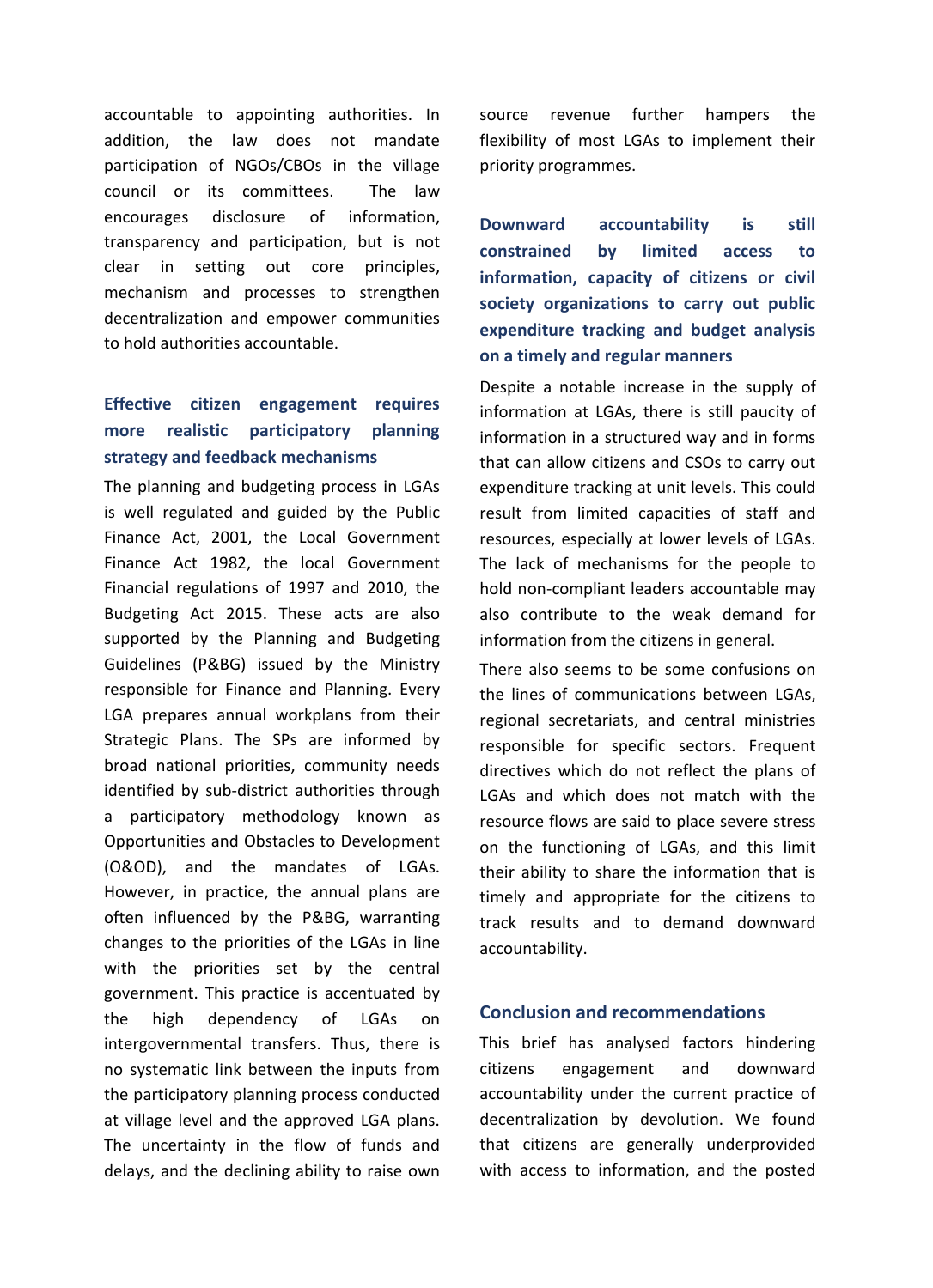accountable to appointing authorities. In addition, the law does not mandate participation of NGOs/CBOs in the village council or its committees. The law encourages disclosure of information, transparency and participation, but is not clear in setting out core principles, mechanism and processes to strengthen decentralization and empower communities to hold authorities accountable.

### Effective citizen engagement requires more realistic participatory planning strategy and feedback mechanisms

The planning and budgeting process in LGAs is well regulated and guided by the Public Finance Act, 2001, the Local Government Finance Act 1982, the local Government Financial regulations of 1997 and 2010, the Budgeting Act 2015. These acts are also supported by the Planning and Budgeting Guidelines (P&BG) issued by the Ministry responsible for Finance and Planning. Every LGA prepares annual workplans from their Strategic Plans. The SPs are informed by broad national priorities, community needs identified by sub-district authorities through a participatory methodology known as Opportunities and Obstacles to Development (O&OD), and the mandates of LGAs. However, in practice, the annual plans are often influenced by the P&BG, warranting changes to the priorities of the LGAs in line with the priorities set by the central government. This practice is accentuated by the high dependency of LGAs on intergovernmental transfers. Thus, there is no systematic link between the inputs from the participatory planning process conducted at village level and the approved LGA plans. The uncertainty in the flow of funds and delays, and the declining ability to raise own source revenue further hampers the flexibility of most LGAs to implement their priority programmes.

### Downward accountability is still constrained by limited access to information, capacity of citizens or civil society organizations to carry out public expenditure tracking and budget analysis on a timely and regular manners

Despite a notable increase in the supply of information at LGAs, there is still paucity of information in a structured way and in forms that can allow citizens and CSOs to carry out expenditure tracking at unit levels. This could result from limited capacities of staff and resources, especially at lower levels of LGAs. The lack of mechanisms for the people to hold non-compliant leaders accountable may also contribute to the weak demand for information from the citizens in general.

There also seems to be some confusions on the lines of communications between LGAs, regional secretariats, and central ministries responsible for specific sectors. Frequent directives which do not reflect the plans of LGAs and which does not match with the resource flows are said to place severe stress on the functioning of LGAs, and this limit their ability to share the information that is timely and appropriate for the citizens to track results and to demand downward accountability.

## Conclusion and recommendations

This brief has analysed factors hindering citizens engagement and downward accountability under the current practice of decentralization by devolution. We found that citizens are generally underprovided with access to information, and the posted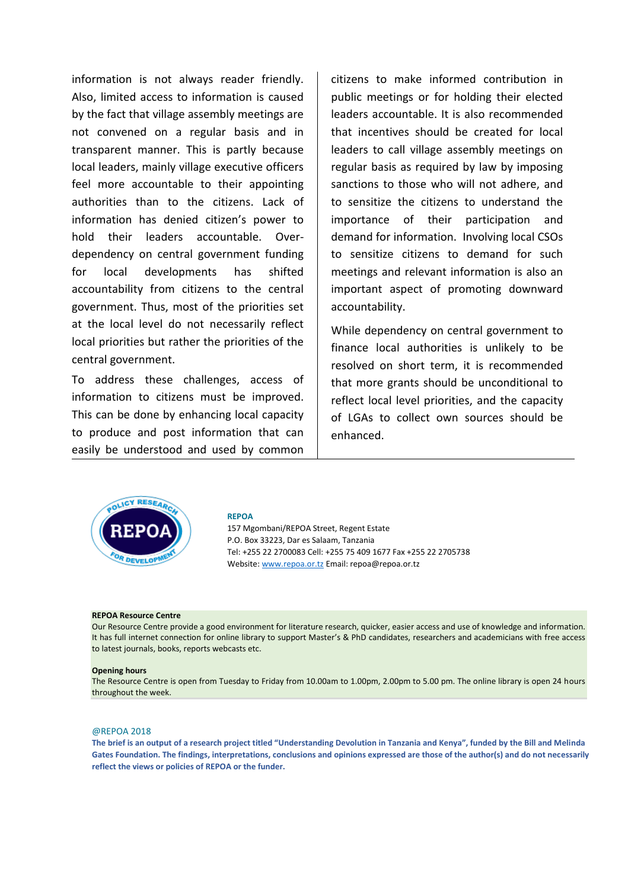information is not always reader friendly. Also, limited access to information is caused by the fact that village assembly meetings are not convened on a regular basis and in transparent manner. This is partly because local leaders, mainly village executive officers feel more accountable to their appointing authorities than to the citizens. Lack of information has denied citizen's power to hold their leaders accountable. Over-dependency on central government funding for local developments has shifted accountability from citizens to the central government. Thus, most of the priorities set at the local level do not necessarily reflect local priorities but rather the priorities of the central government.

To address these challenges, access of information to citizens must be improved. This can be done by enhancing local capacity to produce and post information that can easily be understood and used by common citizens to make informed contribution in public meetings or for holding their elected leaders accountable. It is also recommended that incentives should be created for local leaders to call village assembly meetings on regular basis as required by law by imposing sanctions to those who will not adhere, and to sensitize the citizens to understand the importance of their participation and demand for information. Involving local CSOs to sensitize citizens to demand for such meetings and relevant information is also an important aspect of promoting downward accountability.

While dependency on central government to finance local authorities is unlikely to be resolved on short term, it is recommended that more grants should be unconditional to reflect local level priorities, and the capacity of LGAs to collect own sources should be enhanced.

---

POLICY RESEARCH FOR DEVELOPMENT

REPOA

**REPOA**
157 Mgombani/REPOA Street, Regent Estate
P.O. Box 33223, Dar es Salaam, Tanzania
Tel: +255 22 2700083 Cell: +255 75 409 1677 Fax +255 22 2705738
Website: www.repoa.or.tz Email: repoa@repoa.or.tz

**REPOA Resource Centre**
Our Resource Centre provide a good environment for literature research, quicker, easier access and use of knowledge and information. It has full internet connection for online library to support Master's & PhD candidates, researchers and academicians with free access to latest journals, books, reports webcasts etc.

**Opening hours**
The Resource Centre is open from Tuesday to Friday from 10.00am to 1.00pm, 2.00pm to 5.00 pm. The online library is open 24 hours throughout the week.

@REPOA 2018

**The brief is an output of a research project titled "Understanding Devolution in Tanzania and Kenya", funded by the Bill and Melinda Gates Foundation. The findings, interpretations, conclusions and opinions expressed are those of the author(s) and do not necessarily reflect the views or policies of REPOA or the funder.**